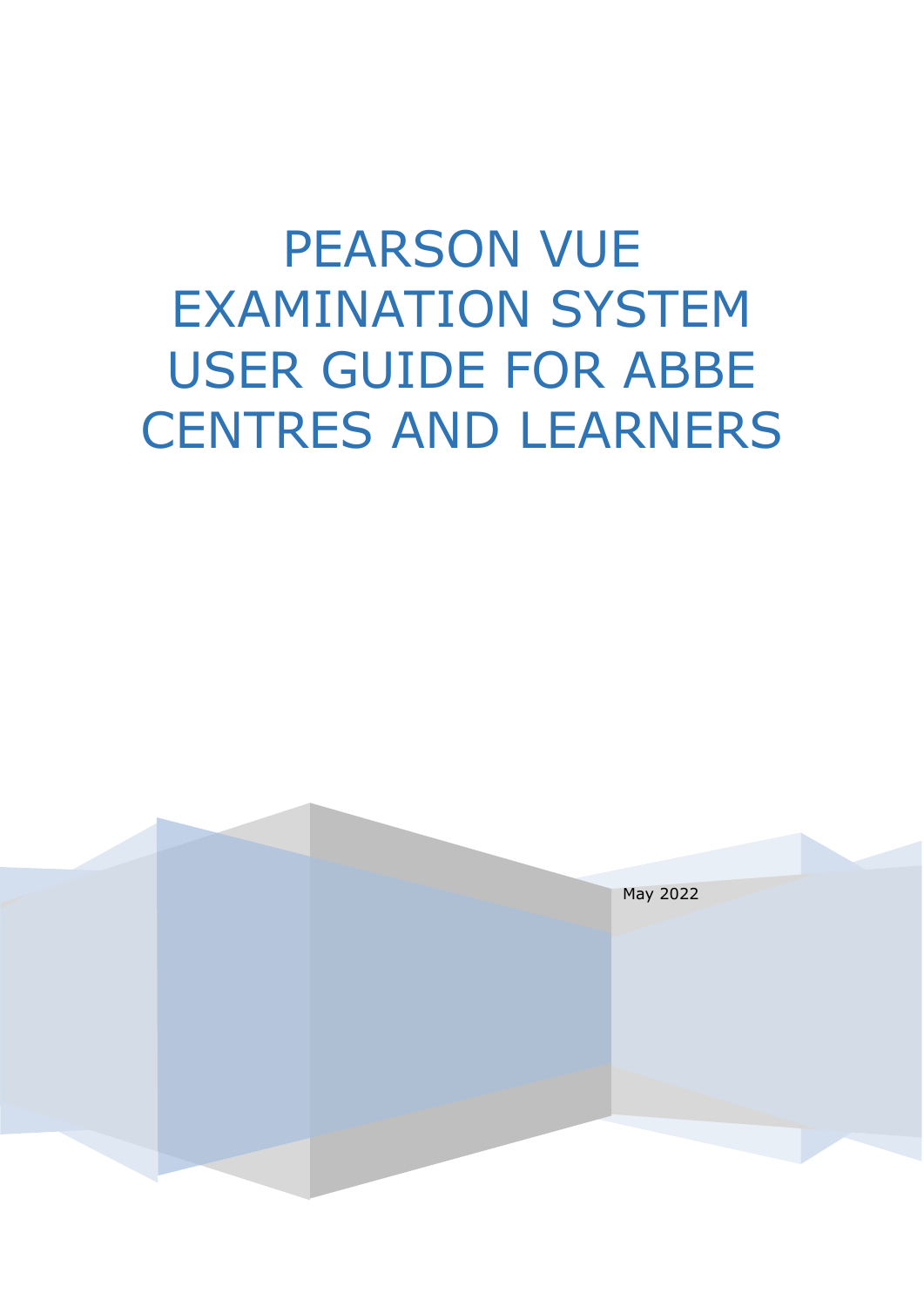# PEARSON VUE EXAMINATION SYSTEM USER GUIDE FOR ABBE CENTRES AND LEARNERS

May 2022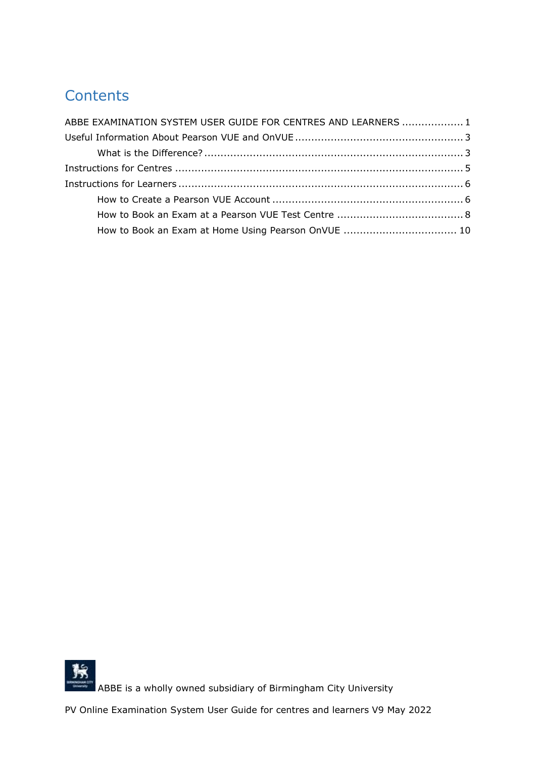# Contents

ABBE EXAMINATION SYSTEM USER GUIDE FOR CENTRES AND LEARNERS .................. 1

Useful Information About Pearson VUE and OnVUE .................................................. 3

- What is the Difference? .............................................................................. 3

Instructions for Centres ....................................................................................... 5

Instructions for Learners ..................................................................................... 6

- How to Create a Pearson VUE Account ......................................................... 6
- How to Book an Exam at a Pearson VUE Test Centre ...................................... 8
- How to Book an Exam at Home Using Pearson OnVUE .................................. 10

ABBE is a wholly owned subsidiary of Birmingham City University

PV Online Examination System User Guide for centres and learners V9 May 2022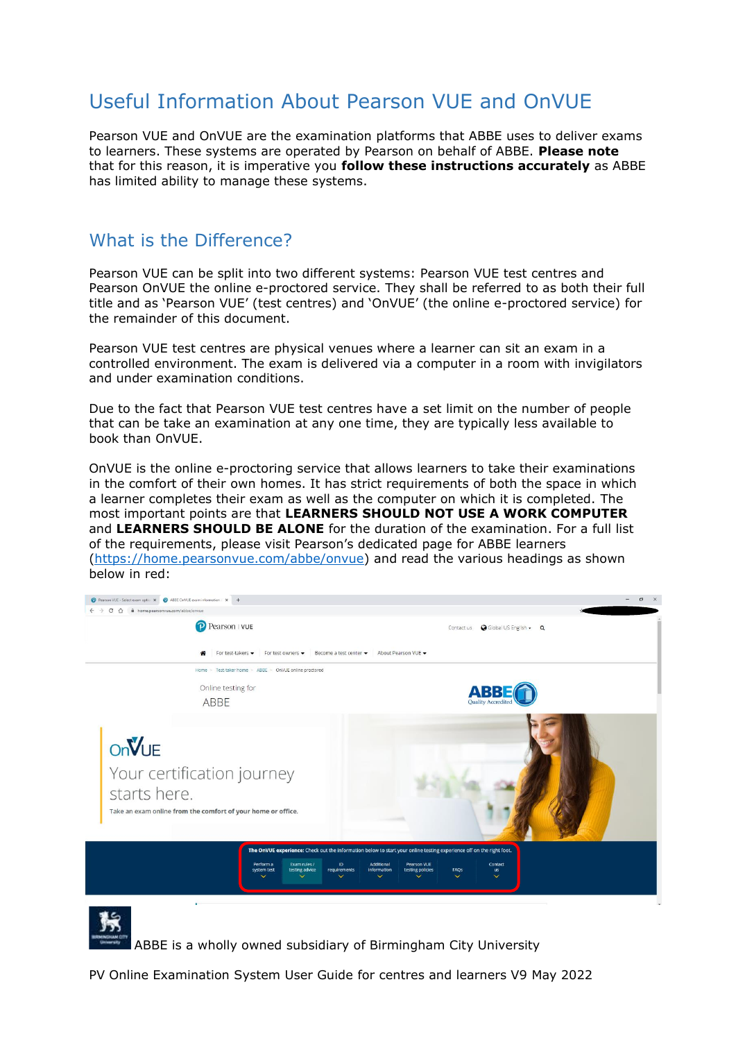## Useful Information About Pearson VUE and OnVUE

Pearson VUE and OnVUE are the examination platforms that ABBE uses to deliver exams to learners. These systems are operated by Pearson on behalf of ABBE. **Please note** that for this reason, it is imperative you **follow these instructions accurately** as ABBE has limited ability to manage these systems.

## What is the Difference?

Pearson VUE can be split into two different systems: Pearson VUE test centres and Pearson OnVUE the online e-proctored service. They shall be referred to as both their full title and as 'Pearson VUE' (test centres) and 'OnVUE' (the online e-proctored service) for the remainder of this document.

Pearson VUE test centres are physical venues where a learner can sit an exam in a controlled environment. The exam is delivered via a computer in a room with invigilators and under examination conditions.

Due to the fact that Pearson VUE test centres have a set limit on the number of people that can be take an examination at any one time, they are typically less available to book than OnVUE.

OnVUE is the online e-proctoring service that allows learners to take their examinations in the comfort of their own homes. It has strict requirements of both the space in which a learner completes their exam as well as the computer on which it is completed. The most important points are that **LEARNERS SHOULD NOT USE A WORK COMPUTER** and **LEARNERS SHOULD BE ALONE** for the duration of the examination. For a full list of the requirements, please visit Pearson's dedicated page for ABBE learners (https://home.pearsonvue.com/abbe/onvue) and read the various headings as shown below in red:

ABBE is a wholly owned subsidiary of Birmingham City University

PV Online Examination System User Guide for centres and learners V9 May 2022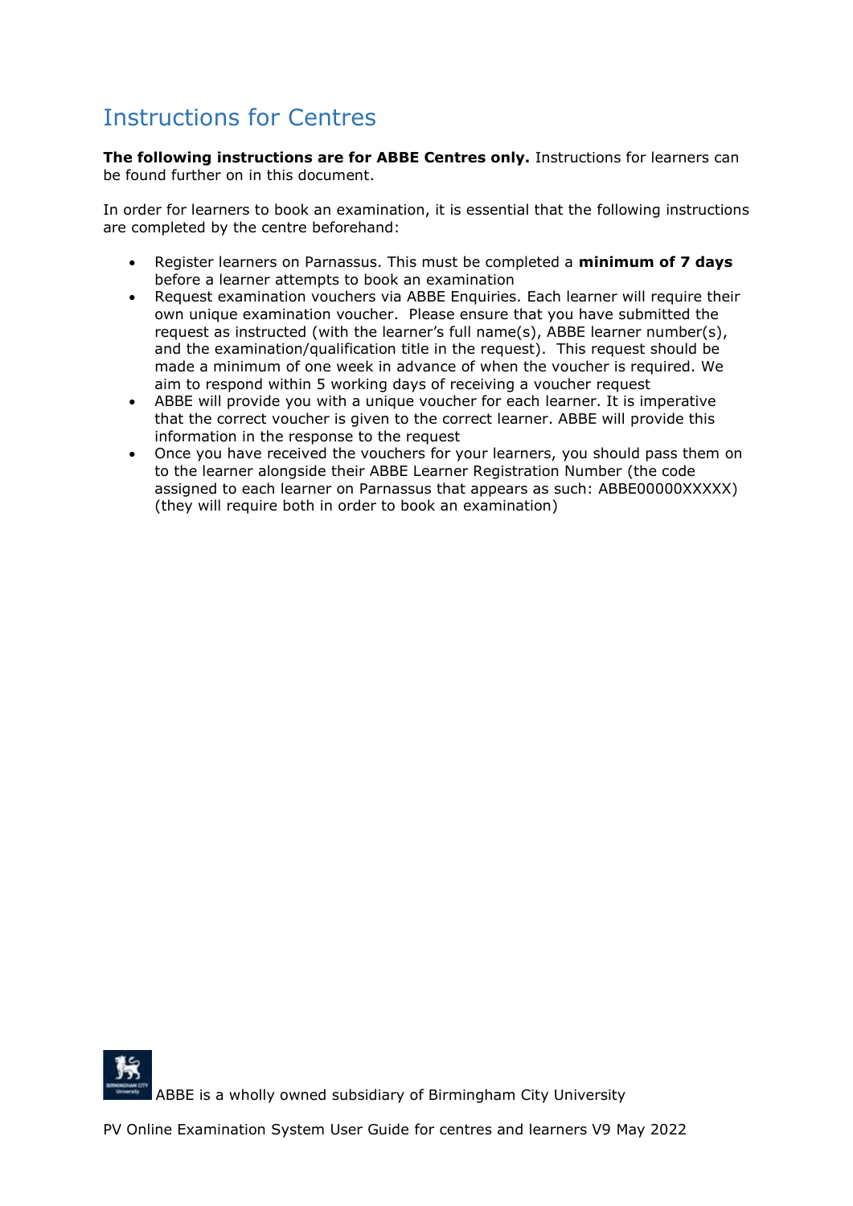# Instructions for Centres

**The following instructions are for ABBE Centres only.** Instructions for learners can be found further on in this document.

In order for learners to book an examination, it is essential that the following instructions are completed by the centre beforehand:

- Register learners on Parnassus. This must be completed a **minimum of 7 days** before a learner attempts to book an examination
- Request examination vouchers via ABBE Enquiries. Each learner will require their own unique examination voucher. Please ensure that you have submitted the request as instructed (with the learner's full name(s), ABBE learner number(s), and the examination/qualification title in the request). This request should be made a minimum of one week in advance of when the voucher is required. We aim to respond within 5 working days of receiving a voucher request
- ABBE will provide you with a unique voucher for each learner. It is imperative that the correct voucher is given to the correct learner. ABBE will provide this information in the response to the request
- Once you have received the vouchers for your learners, you should pass them on to the learner alongside their ABBE Learner Registration Number (the code assigned to each learner on Parnassus that appears as such: ABBE00000XXXXX) (they will require both in order to book an examination)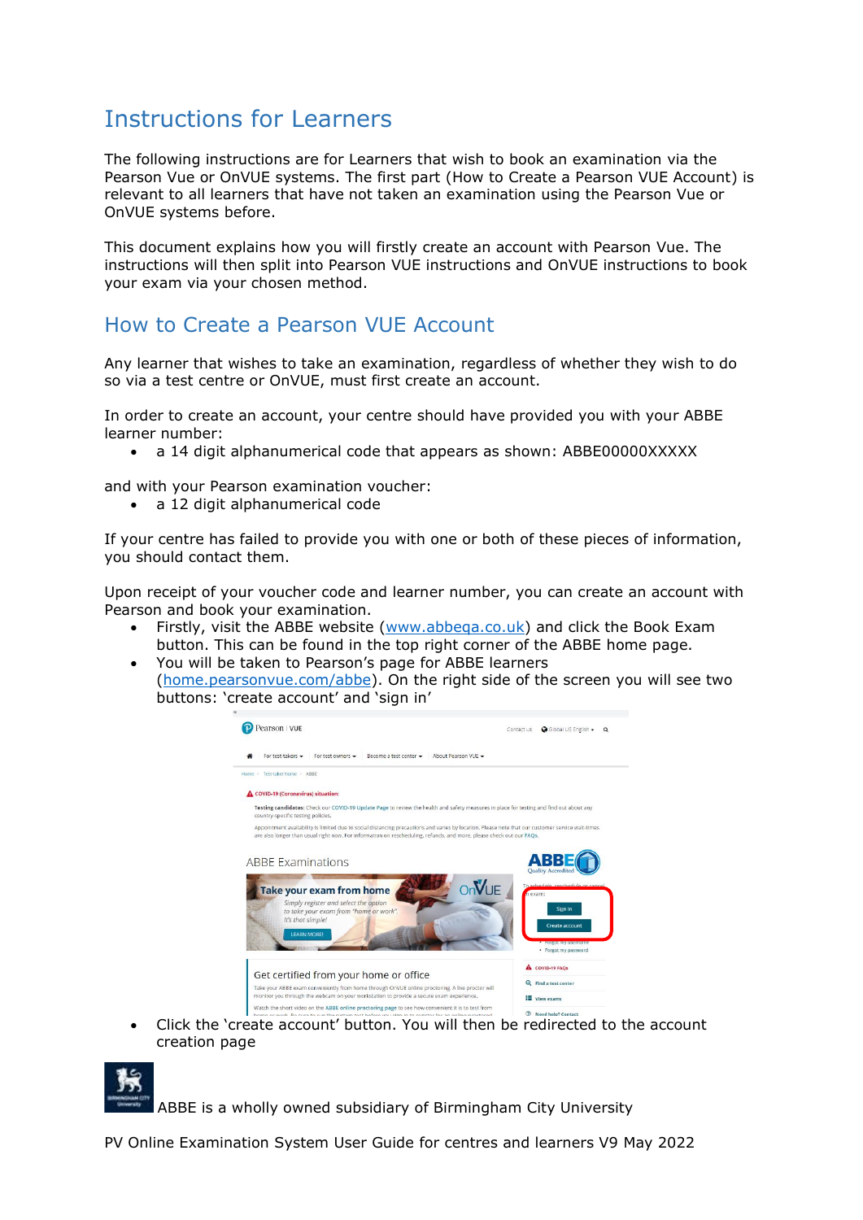# Instructions for Learners

The following instructions are for Learners that wish to book an examination via the Pearson Vue or OnVUE systems. The first part (How to Create a Pearson VUE Account) is relevant to all learners that have not taken an examination using the Pearson Vue or OnVUE systems before.

This document explains how you will firstly create an account with Pearson Vue. The instructions will then split into Pearson VUE instructions and OnVUE instructions to book your exam via your chosen method.

## How to Create a Pearson VUE Account

Any learner that wishes to take an examination, regardless of whether they wish to do so via a test centre or OnVUE, must first create an account.

In order to create an account, your centre should have provided you with your ABBE learner number:

- a 14 digit alphanumerical code that appears as shown: ABBE00000XXXXX

and with your Pearson examination voucher:

- a 12 digit alphanumerical code

If your centre has failed to provide you with one or both of these pieces of information, you should contact them.

Upon receipt of your voucher code and learner number, you can create an account with Pearson and book your examination.

- Firstly, visit the ABBE website (www.abbeqa.co.uk) and click the Book Exam button. This can be found in the top right corner of the ABBE home page.
- You will be taken to Pearson's page for ABBE learners (home.pearsonvue.com/abbe). On the right side of the screen you will see two buttons: 'create account' and 'sign in'
- Click the 'create account' button. You will then be redirected to the account creation page

ABBE is a wholly owned subsidiary of Birmingham City University

PV Online Examination System User Guide for centres and learners V9 May 2022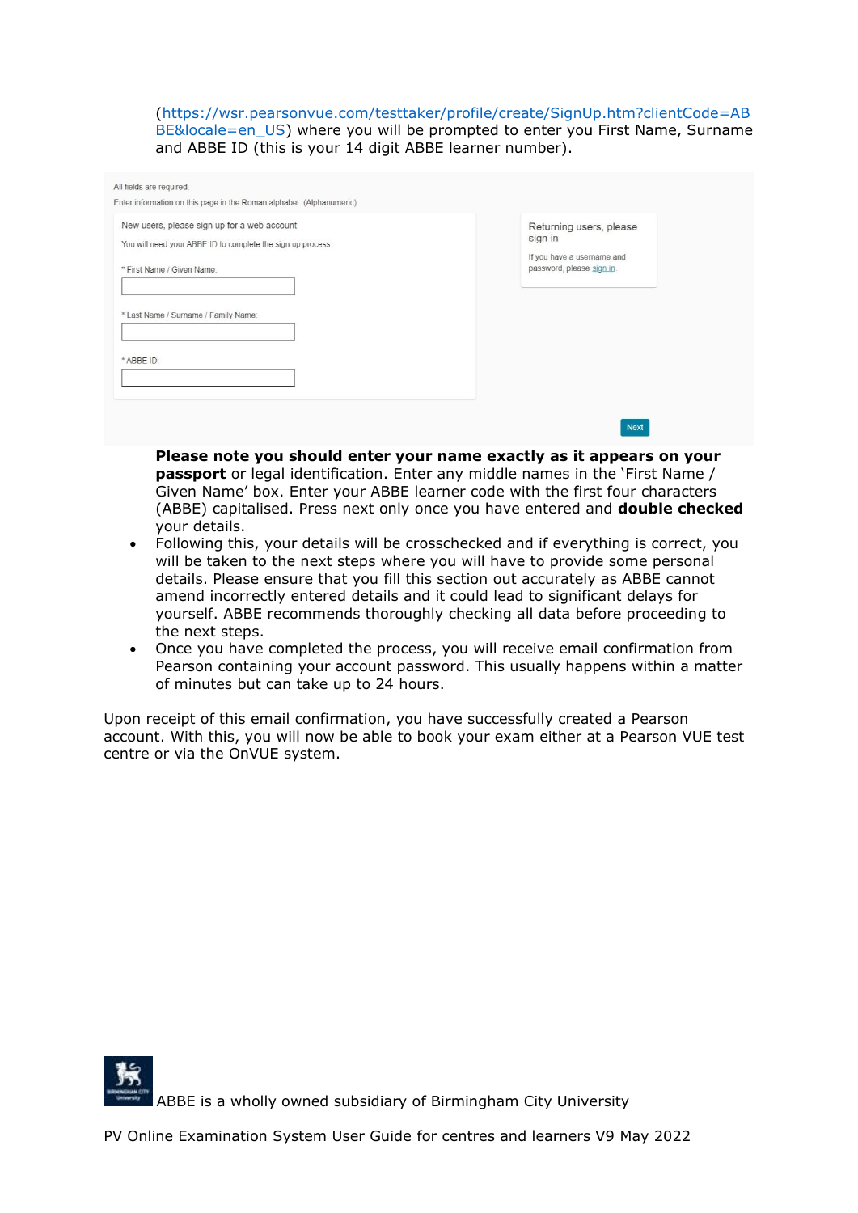(https://wsr.pearsonvue.com/testtaker/profile/create/SignUp.htm?clientCode=ABBE&locale=en_US) where you will be prompted to enter you First Name, Surname and ABBE ID (this is your 14 digit ABBE learner number).

All fields are required.

Enter information on this page in the Roman alphabet. (Alphanumeric)

New users, please sign up for a web account

You will need your ABBE ID to complete the sign up process.

* First Name / Given Name:

* Last Name / Surname / Family Name:

* ABBE ID:

Returning users, please sign in

If you have a username and password, please sign in.

Next

**Please note you should enter your name exactly as it appears on your passport** or legal identification. Enter any middle names in the 'First Name / Given Name' box. Enter your ABBE learner code with the first four characters (ABBE) capitalised. Press next only once you have entered and **double checked** your details.

- Following this, your details will be crosschecked and if everything is correct, you will be taken to the next steps where you will have to provide some personal details. Please ensure that you fill this section out accurately as ABBE cannot amend incorrectly entered details and it could lead to significant delays for yourself. ABBE recommends thoroughly checking all data before proceeding to the next steps.
- Once you have completed the process, you will receive email confirmation from Pearson containing your account password. This usually happens within a matter of minutes but can take up to 24 hours.

Upon receipt of this email confirmation, you have successfully created a Pearson account. With this, you will now be able to book your exam either at a Pearson VUE test centre or via the OnVUE system.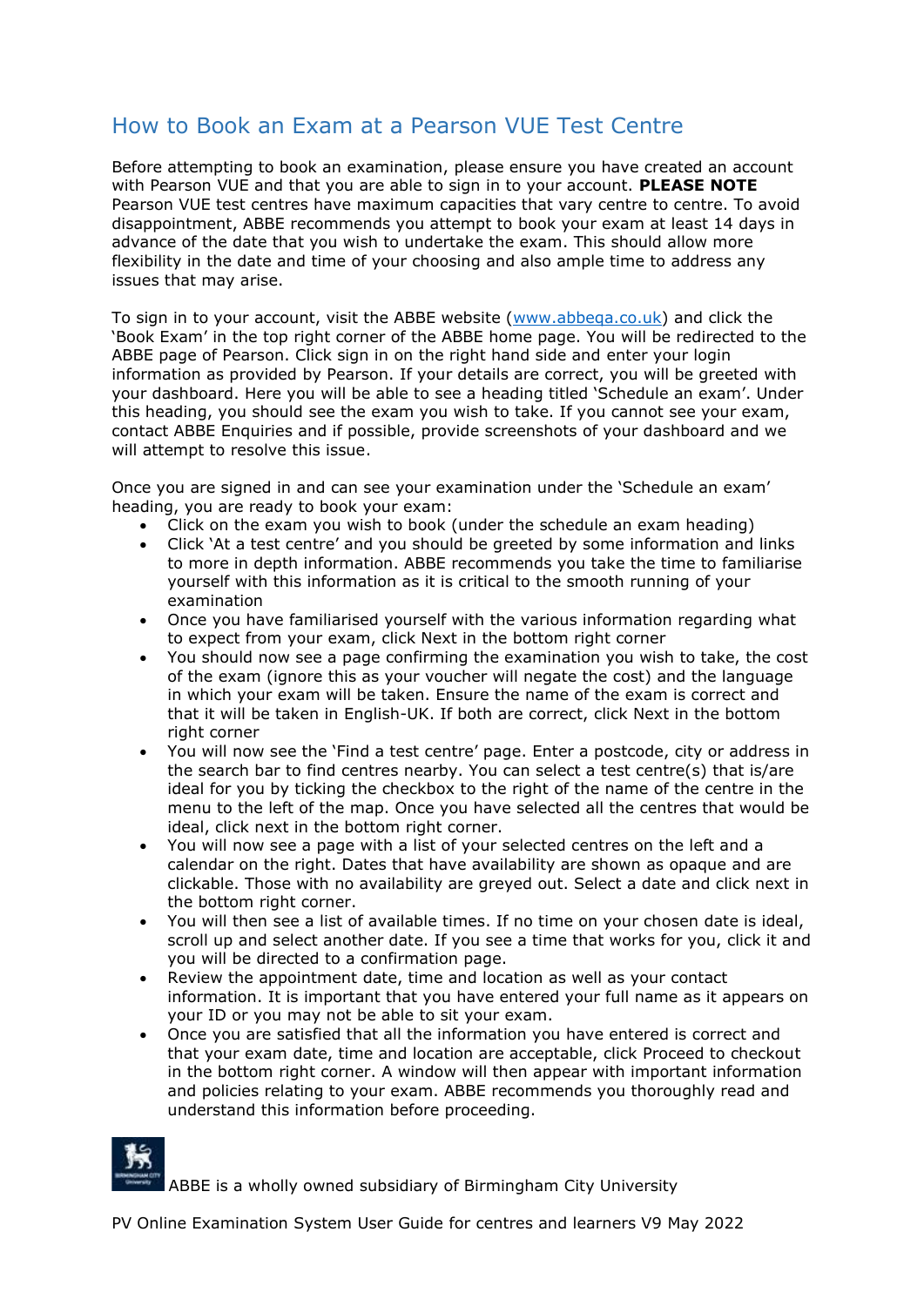## How to Book an Exam at a Pearson VUE Test Centre

Before attempting to book an examination, please ensure you have created an account with Pearson VUE and that you are able to sign in to your account. **PLEASE NOTE** Pearson VUE test centres have maximum capacities that vary centre to centre. To avoid disappointment, ABBE recommends you attempt to book your exam at least 14 days in advance of the date that you wish to undertake the exam. This should allow more flexibility in the date and time of your choosing and also ample time to address any issues that may arise.

To sign in to your account, visit the ABBE website ([www.abbeqa.co.uk](http://www.abbeqa.co.uk)) and click the 'Book Exam' in the top right corner of the ABBE home page. You will be redirected to the ABBE page of Pearson. Click sign in on the right hand side and enter your login information as provided by Pearson. If your details are correct, you will be greeted with your dashboard. Here you will be able to see a heading titled 'Schedule an exam'. Under this heading, you should see the exam you wish to take. If you cannot see your exam, contact ABBE Enquiries and if possible, provide screenshots of your dashboard and we will attempt to resolve this issue.

Once you are signed in and can see your examination under the 'Schedule an exam' heading, you are ready to book your exam:

- Click on the exam you wish to book (under the schedule an exam heading)
- Click 'At a test centre' and you should be greeted by some information and links to more in depth information. ABBE recommends you take the time to familiarise yourself with this information as it is critical to the smooth running of your examination
- Once you have familiarised yourself with the various information regarding what to expect from your exam, click Next in the bottom right corner
- You should now see a page confirming the examination you wish to take, the cost of the exam (ignore this as your voucher will negate the cost) and the language in which your exam will be taken. Ensure the name of the exam is correct and that it will be taken in English-UK. If both are correct, click Next in the bottom right corner
- You will now see the 'Find a test centre' page. Enter a postcode, city or address in the search bar to find centres nearby. You can select a test centre(s) that is/are ideal for you by ticking the checkbox to the right of the name of the centre in the menu to the left of the map. Once you have selected all the centres that would be ideal, click next in the bottom right corner.
- You will now see a page with a list of your selected centres on the left and a calendar on the right. Dates that have availability are shown as opaque and are clickable. Those with no availability are greyed out. Select a date and click next in the bottom right corner.
- You will then see a list of available times. If no time on your chosen date is ideal, scroll up and select another date. If you see a time that works for you, click it and you will be directed to a confirmation page.
- Review the appointment date, time and location as well as your contact information. It is important that you have entered your full name as it appears on your ID or you may not be able to sit your exam.
- Once you are satisfied that all the information you have entered is correct and that your exam date, time and location are acceptable, click Proceed to checkout in the bottom right corner. A window will then appear with important information and policies relating to your exam. ABBE recommends you thoroughly read and understand this information before proceeding.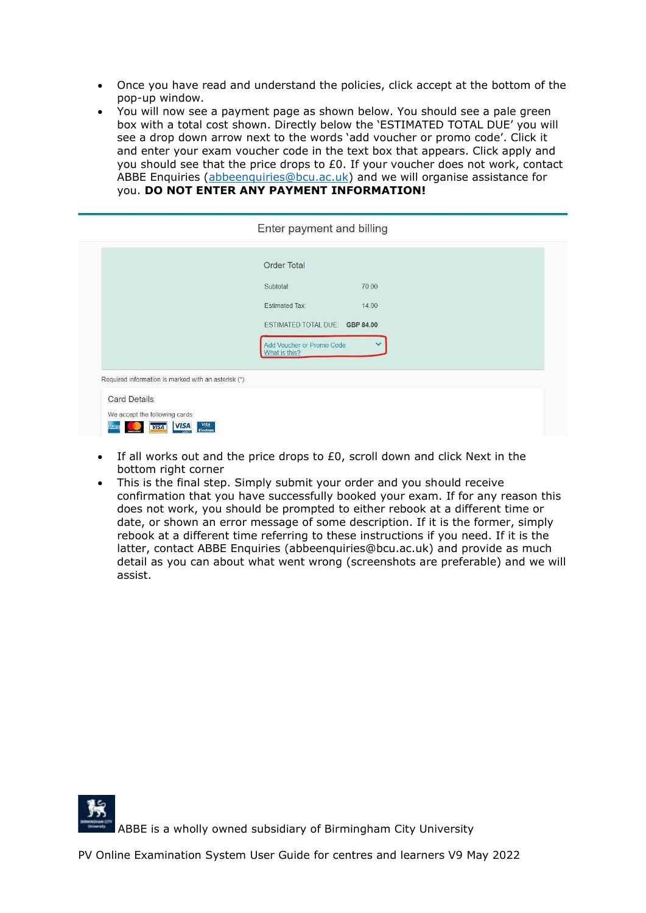- Once you have read and understand the policies, click accept at the bottom of the pop-up window.
- You will now see a payment page as shown below. You should see a pale green box with a total cost shown. Directly below the 'ESTIMATED TOTAL DUE' you will see a drop down arrow next to the words 'add voucher or promo code'. Click it and enter your exam voucher code in the text box that appears. Click apply and you should see that the price drops to £0. If your voucher does not work, contact ABBE Enquiries (abbeenquiries@bcu.ac.uk) and we will organise assistance for you. **DO NOT ENTER ANY PAYMENT INFORMATION!**

Enter payment and billing

Order Total

| | |
|---|---|
| Subtotal | 70.00 |
| Estimated Tax: | 14.00 |
| ESTIMATED TOTAL DUE: | GBP 84.00 |

Add Voucher or Promo Code
What is this?

Required information is marked with an asterisk (*).

Card Details

We accept the following cards:

- If all works out and the price drops to £0, scroll down and click Next in the bottom right corner
- This is the final step. Simply submit your order and you should receive confirmation that you have successfully booked your exam. If for any reason this does not work, you should be prompted to either rebook at a different time or date, or shown an error message of some description. If it is the former, simply rebook at a different time referring to these instructions if you need. If it is the latter, contact ABBE Enquiries (abbeenquiries@bcu.ac.uk) and provide as much detail as you can about what went wrong (screenshots are preferable) and we will assist.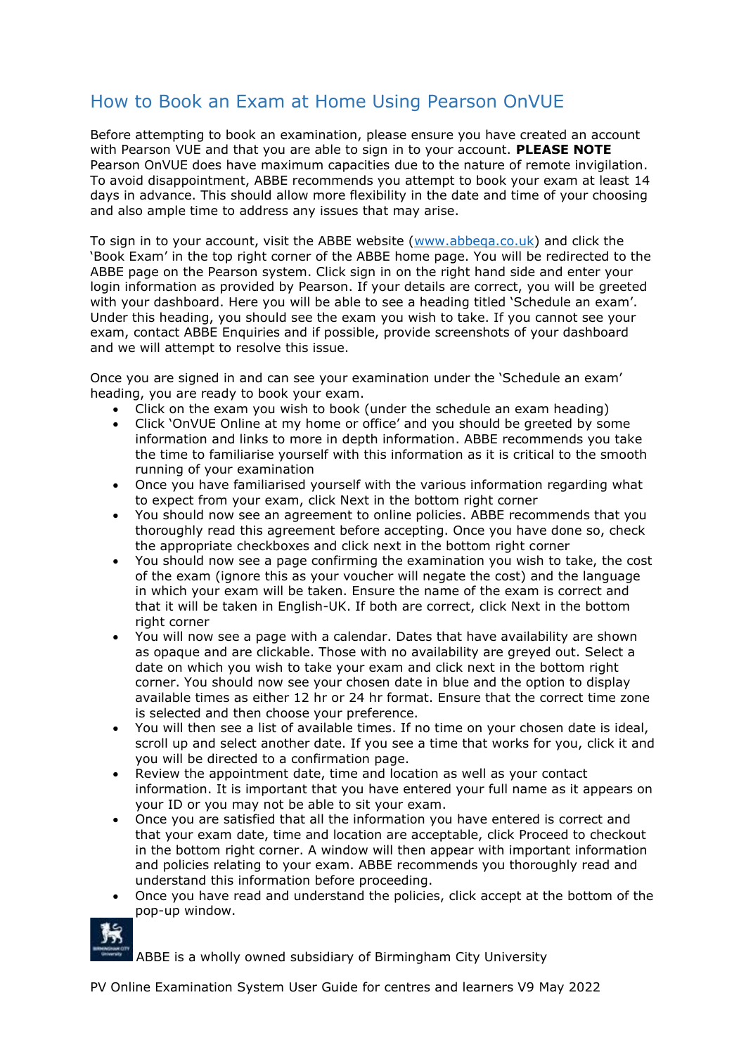## How to Book an Exam at Home Using Pearson OnVUE

Before attempting to book an examination, please ensure you have created an account with Pearson VUE and that you are able to sign in to your account. **PLEASE NOTE** Pearson OnVUE does have maximum capacities due to the nature of remote invigilation. To avoid disappointment, ABBE recommends you attempt to book your exam at least 14 days in advance. This should allow more flexibility in the date and time of your choosing and also ample time to address any issues that may arise.

To sign in to your account, visit the ABBE website (www.abbeqa.co.uk) and click the 'Book Exam' in the top right corner of the ABBE home page. You will be redirected to the ABBE page on the Pearson system. Click sign in on the right hand side and enter your login information as provided by Pearson. If your details are correct, you will be greeted with your dashboard. Here you will be able to see a heading titled 'Schedule an exam'. Under this heading, you should see the exam you wish to take. If you cannot see your exam, contact ABBE Enquiries and if possible, provide screenshots of your dashboard and we will attempt to resolve this issue.

Once you are signed in and can see your examination under the 'Schedule an exam' heading, you are ready to book your exam.

- Click on the exam you wish to book (under the schedule an exam heading)
- Click 'OnVUE Online at my home or office' and you should be greeted by some information and links to more in depth information. ABBE recommends you take the time to familiarise yourself with this information as it is critical to the smooth running of your examination
- Once you have familiarised yourself with the various information regarding what to expect from your exam, click Next in the bottom right corner
- You should now see an agreement to online policies. ABBE recommends that you thoroughly read this agreement before accepting. Once you have done so, check the appropriate checkboxes and click next in the bottom right corner
- You should now see a page confirming the examination you wish to take, the cost of the exam (ignore this as your voucher will negate the cost) and the language in which your exam will be taken. Ensure the name of the exam is correct and that it will be taken in English-UK. If both are correct, click Next in the bottom right corner
- You will now see a page with a calendar. Dates that have availability are shown as opaque and are clickable. Those with no availability are greyed out. Select a date on which you wish to take your exam and click next in the bottom right corner. You should now see your chosen date in blue and the option to display available times as either 12 hr or 24 hr format. Ensure that the correct time zone is selected and then choose your preference.
- You will then see a list of available times. If no time on your chosen date is ideal, scroll up and select another date. If you see a time that works for you, click it and you will be directed to a confirmation page.
- Review the appointment date, time and location as well as your contact information. It is important that you have entered your full name as it appears on your ID or you may not be able to sit your exam.
- Once you are satisfied that all the information you have entered is correct and that your exam date, time and location are acceptable, click Proceed to checkout in the bottom right corner. A window will then appear with important information and policies relating to your exam. ABBE recommends you thoroughly read and understand this information before proceeding.
- Once you have read and understand the policies, click accept at the bottom of the pop-up window.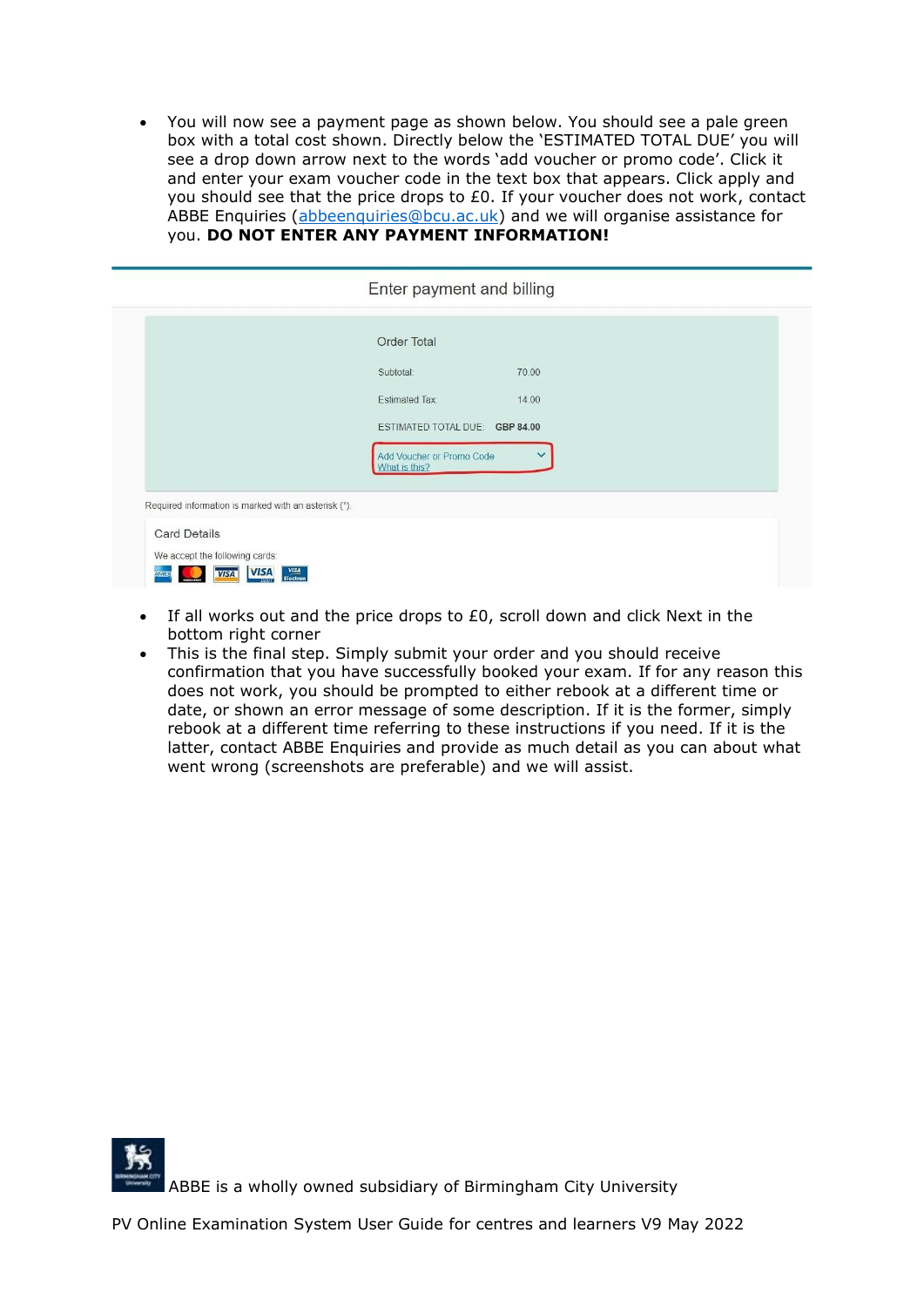- You will now see a payment page as shown below. You should see a pale green box with a total cost shown. Directly below the 'ESTIMATED TOTAL DUE' you will see a drop down arrow next to the words 'add voucher or promo code'. Click it and enter your exam voucher code in the text box that appears. Click apply and you should see that the price drops to £0. If your voucher does not work, contact ABBE Enquiries (abbeenquiries@bcu.ac.uk) and we will organise assistance for you. **DO NOT ENTER ANY PAYMENT INFORMATION!**

Enter payment and billing

Order Total

Subtotal: 70.00

Estimated Tax: 14.00

ESTIMATED TOTAL DUE: GBP 84.00

Add Voucher or Promo Code
What is this?

Required information is marked with an asterisk (*).

Card Details

We accept the following cards:

- If all works out and the price drops to £0, scroll down and click Next in the bottom right corner
- This is the final step. Simply submit your order and you should receive confirmation that you have successfully booked your exam. If for any reason this does not work, you should be prompted to either rebook at a different time or date, or shown an error message of some description. If it is the former, simply rebook at a different time referring to these instructions if you need. If it is the latter, contact ABBE Enquiries and provide as much detail as you can about what went wrong (screenshots are preferable) and we will assist.